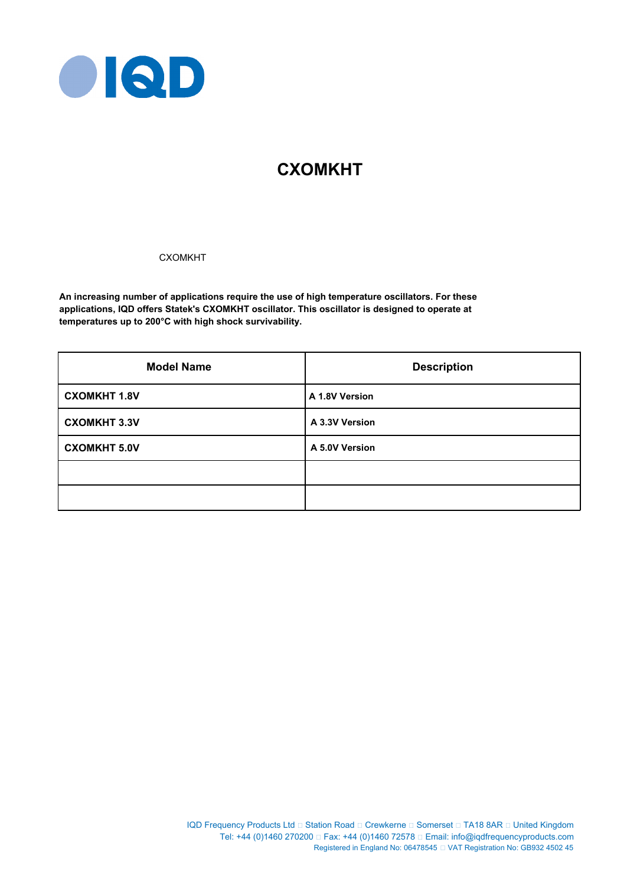# CXOMKHT

CXOMKHT

**An increasing number of applications require the use of high temperature oscillators. For these applications, IQD offers Statek's CXOMKHT oscillator. This oscillator is designed to operate at temperatures up to 200°C with high shock survivability.**

| Model Name | Description |
|---|---|
| **CXOMKHT 1.8V** | **A 1.8V Version** |
| **CXOMKHT 3.3V** | **A 3.3V Version** |
| **CXOMKHT 5.0V** | **A 5.0V Version** |
| | |
| | |

IQD Frequency Products Ltd □ Station Road □ Crewkerne □ Somerset □ TA18 8AR □ United Kingdom
Tel: +44 (0)1460 270200 □ Fax: +44 (0)1460 72578 □ Email: info@iqdfrequencyproducts.com
Registered in England No: 06478545 □ VAT Registration No: GB932 4502 45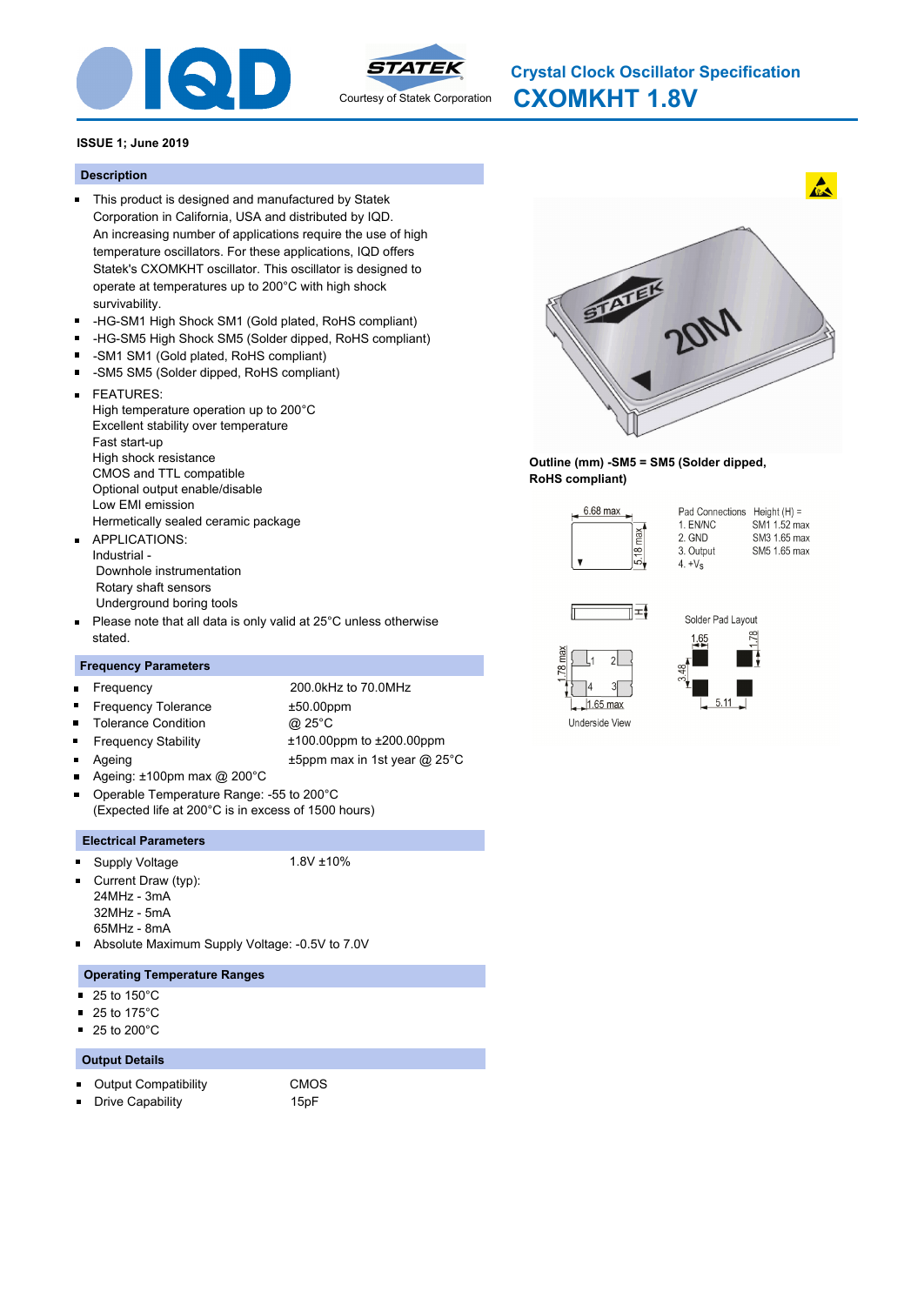# Crystal Clock Oscillator Specification
# CXOMKHT 1.8V

Courtesy of Statek Corporation

**ISSUE 1; June 2019**

## Description

- This product is designed and manufactured by Statek Corporation in California, USA and distributed by IQD. An increasing number of applications require the use of high temperature oscillators. For these applications, IQD offers Statek's CXOMKHT oscillator. This oscillator is designed to operate at temperatures up to 200°C with high shock survivability.
- -HG-SM1 High Shock SM1 (Gold plated, RoHS compliant)
- -HG-SM5 High Shock SM5 (Solder dipped, RoHS compliant)
- -SM1 SM1 (Gold plated, RoHS compliant)
- -SM5 SM5 (Solder dipped, RoHS compliant)
- FEATURES:
  High temperature operation up to 200°C
  Excellent stability over temperature
  Fast start-up
  High shock resistance
  CMOS and TTL compatible
  Optional output enable/disable
  Low EMI emission
  Hermetically sealed ceramic package
- APPLICATIONS:
  Industrial -
  Downhole instrumentation
  Rotary shaft sensors
  Underground boring tools
- Please note that all data is only valid at 25°C unless otherwise stated.

## Frequency Parameters

- Frequency: 200.0kHz to 70.0MHz
- Frequency Tolerance: ±50.00ppm
- Tolerance Condition: @ 25°C
- Frequency Stability: ±100.00ppm to ±200.00ppm
- Ageing: ±5ppm max in 1st year @ 25°C
- Ageing: ±100ppm max @ 200°C
- Operable Temperature Range: -55 to 200°C
  (Expected life at 200°C is in excess of 1500 hours)

## Electrical Parameters

- Supply Voltage: 1.8V ±10%
- Current Draw (typ):
  24MHz - 3mA
  32MHz - 5mA
  65MHz - 8mA
- Absolute Maximum Supply Voltage: -0.5V to 7.0V

## Operating Temperature Ranges

- 25 to 150°C
- 25 to 175°C
- 25 to 200°C

## Output Details

- Output Compatibility: CMOS
- Drive Capability: 15pF

**Outline (mm) -SM5 = SM5 (Solder dipped, RoHS compliant)**

6.68 max, 5.18 max

Pad Connections: 1. EN/NC, 2. GND, 3. Output, 4. $+V_s$

Height (H) = SM1 1.52 max, SM3 1.65 max, SM5 1.65 max

1.78 max, 1.65 max

Underside View

Solder Pad Layout: 1.65, 1.78, 3.48, 5.11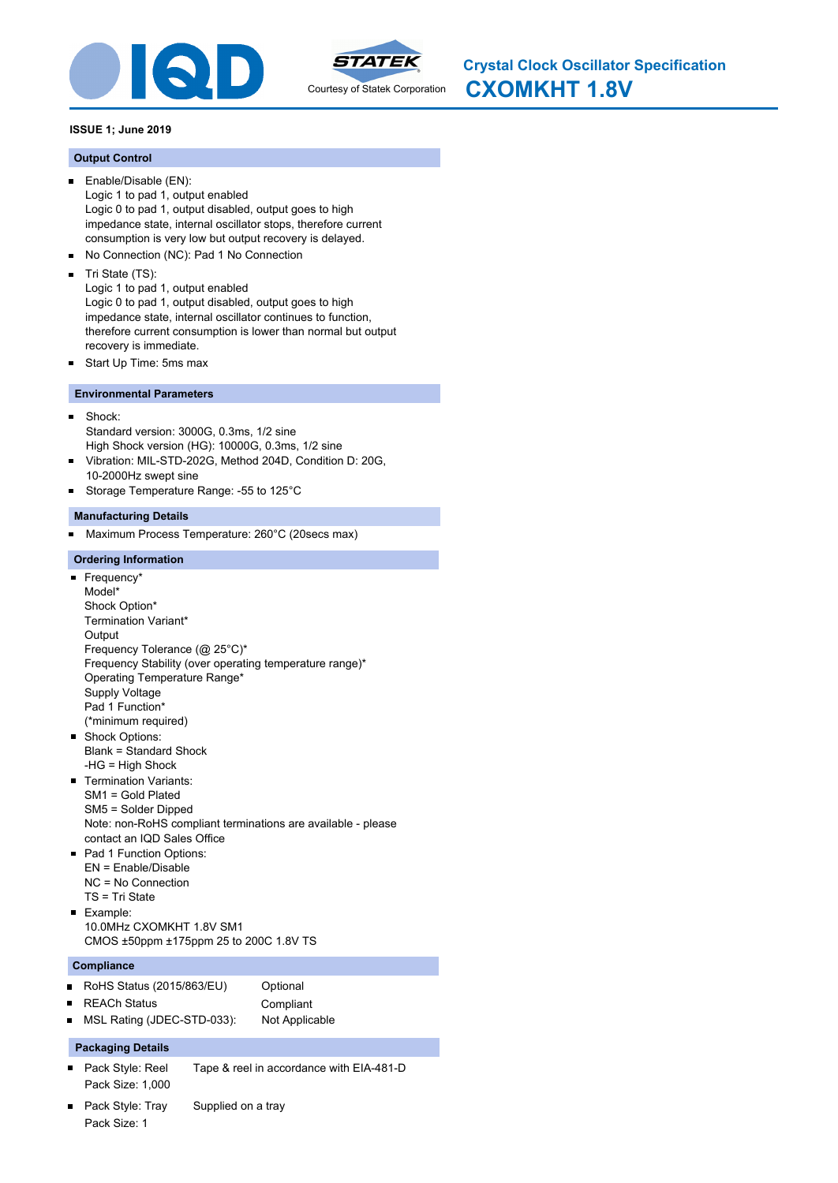**ISSUE 1; June 2019**

## Output Control

- Enable/Disable (EN):
  Logic 1 to pad 1, output enabled
  Logic 0 to pad 1, output disabled, output goes to high impedance state, internal oscillator stops, therefore current consumption is very low but output recovery is delayed.
- No Connection (NC): Pad 1 No Connection
- Tri State (TS):
  Logic 1 to pad 1, output enabled
  Logic 0 to pad 1, output disabled, output goes to high impedance state, internal oscillator continues to function, therefore current consumption is lower than normal but output recovery is immediate.
- Start Up Time: 5ms max

## Environmental Parameters

- Shock:
  Standard version: 3000G, 0.3ms, 1/2 sine
  High Shock version (HG): 10000G, 0.3ms, 1/2 sine
- Vibration: MIL-STD-202G, Method 204D, Condition D: 20G, 10-2000Hz swept sine
- Storage Temperature Range: -55 to 125°C

## Manufacturing Details

- Maximum Process Temperature: 260°C (20secs max)

## Ordering Information

- Frequency*
  Model*
  Shock Option*
  Termination Variant*
  Output
  Frequency Tolerance (@ 25°C)*
  Frequency Stability (over operating temperature range)*
  Operating Temperature Range*
  Supply Voltage
  Pad 1 Function*
  (*minimum required)
- Shock Options:
  Blank = Standard Shock
  -HG = High Shock
- Termination Variants:
  SM1 = Gold Plated
  SM5 = Solder Dipped
  Note: non-RoHS compliant terminations are available - please contact an IQD Sales Office
- Pad 1 Function Options:
  EN = Enable/Disable
  NC = No Connection
  TS = Tri State
- Example:
  10.0MHz CXOMKHT 1.8V SM1
  CMOS ±50ppm ±175ppm 25 to 200C 1.8V TS

## Compliance

- RoHS Status (2015/863/EU) — Optional
- REACh Status — Compliant
- MSL Rating (JDEC-STD-033): — Not Applicable

## Packaging Details

- Pack Style: Reel — Tape & reel in accordance with EIA-481-D
  Pack Size: 1,000
- Pack Style: Tray — Supplied on a tray
  Pack Size: 1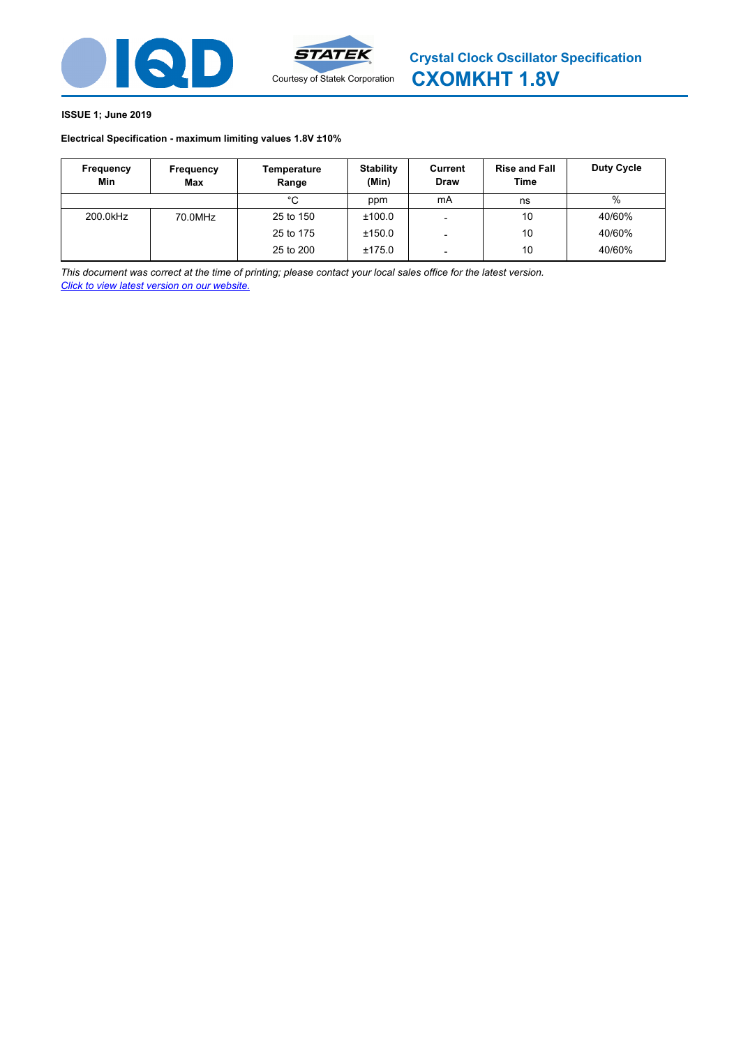Courtesy of Statek Corporation

# Crystal Clock Oscillator Specification

# CXOMKHT 1.8V

**ISSUE 1; June 2019**

**Electrical Specification - maximum limiting values 1.8V ±10%**

| Frequency Min | Frequency Max | Temperature Range | Stability (Min) | Current Draw | Rise and Fall Time | Duty Cycle |
|---|---|---|---|---|---|---|
| | | °C | ppm | mA | ns | % |
| 200.0kHz | 70.0MHz | 25 to 150 | ±100.0 | - | 10 | 40/60% |
| | | 25 to 175 | ±150.0 | - | 10 | 40/60% |
| | | 25 to 200 | ±175.0 | - | 10 | 40/60% |

*This document was correct at the time of printing; please contact your local sales office for the latest version.*
*Click to view latest version on our website.*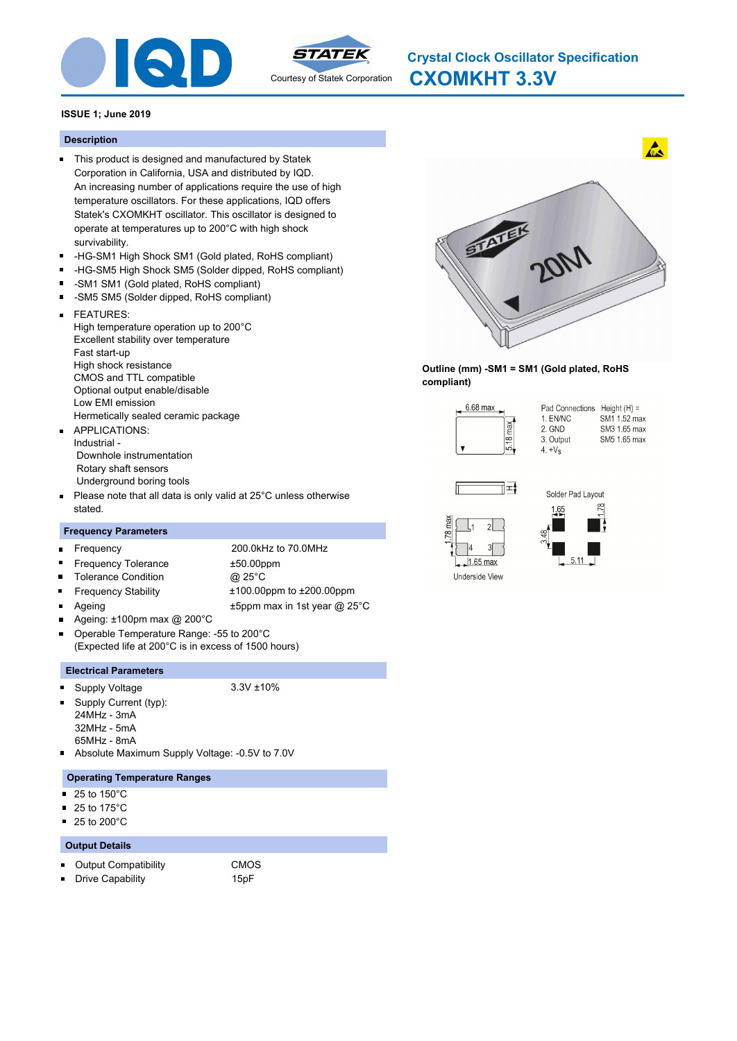# Crystal Clock Oscillator Specification

# CXOMKHT 3.3V

Courtesy of Statek Corporation

**ISSUE 1; June 2019**

## Description

- This product is designed and manufactured by Statek Corporation in California, USA and distributed by IQD. An increasing number of applications require the use of high temperature oscillators. For these applications, IQD offers Statek's CXOMKHT oscillator. This oscillator is designed to operate at temperatures up to 200°C with high shock survivability.
- -HG-SM1 High Shock SM1 (Gold plated, RoHS compliant)
- -HG-SM5 High Shock SM5 (Solder dipped, RoHS compliant)
- -SM1 SM1 (Gold plated, RoHS compliant)
- -SM5 SM5 (Solder dipped, RoHS compliant)
- FEATURES:
  High temperature operation up to 200°C
  Excellent stability over temperature
  Fast start-up
  High shock resistance
  CMOS and TTL compatible
  Optional output enable/disable
  Low EMI emission
  Hermetically sealed ceramic package
- APPLICATIONS:
  Industrial -
  Downhole instrumentation
  Rotary shaft sensors
  Underground boring tools
- Please note that all data is only valid at 25°C unless otherwise stated.

## Frequency Parameters

- Frequency: 200.0kHz to 70.0MHz
- Frequency Tolerance: ±50.00ppm
- Tolerance Condition: @ 25°C
- Frequency Stability: ±100.00ppm to ±200.00ppm
- Ageing: ±5ppm max in 1st year @ 25°C
- Ageing: ±100pm max @ 200°C
- Operable Temperature Range: -55 to 200°C
  (Expected life at 200°C is in excess of 1500 hours)

## Electrical Parameters

- Supply Voltage: 3.3V ±10%
- Supply Current (typ):
  24MHz - 3mA
  32MHz - 5mA
  65MHz - 8mA
- Absolute Maximum Supply Voltage: -0.5V to 7.0V

## Operating Temperature Ranges

- 25 to 150°C
- 25 to 175°C
- 25 to 200°C

## Output Details

- Output Compatibility: CMOS
- Drive Capability: 15pF

**Outline (mm) -SM1 = SM1 (Gold plated, RoHS compliant)**

6.68 max; 5.18 max

Pad Connections: 1. EN/NC; 2. GND; 3. Output; 4. $+V_S$

Height (H) = SM1 1.52 max; SM3 1.65 max; SM5 1.65 max

Underside View: 1.78 max; 1.65 max

Solder Pad Layout: 1.65; 1.78; 3.48; 5.11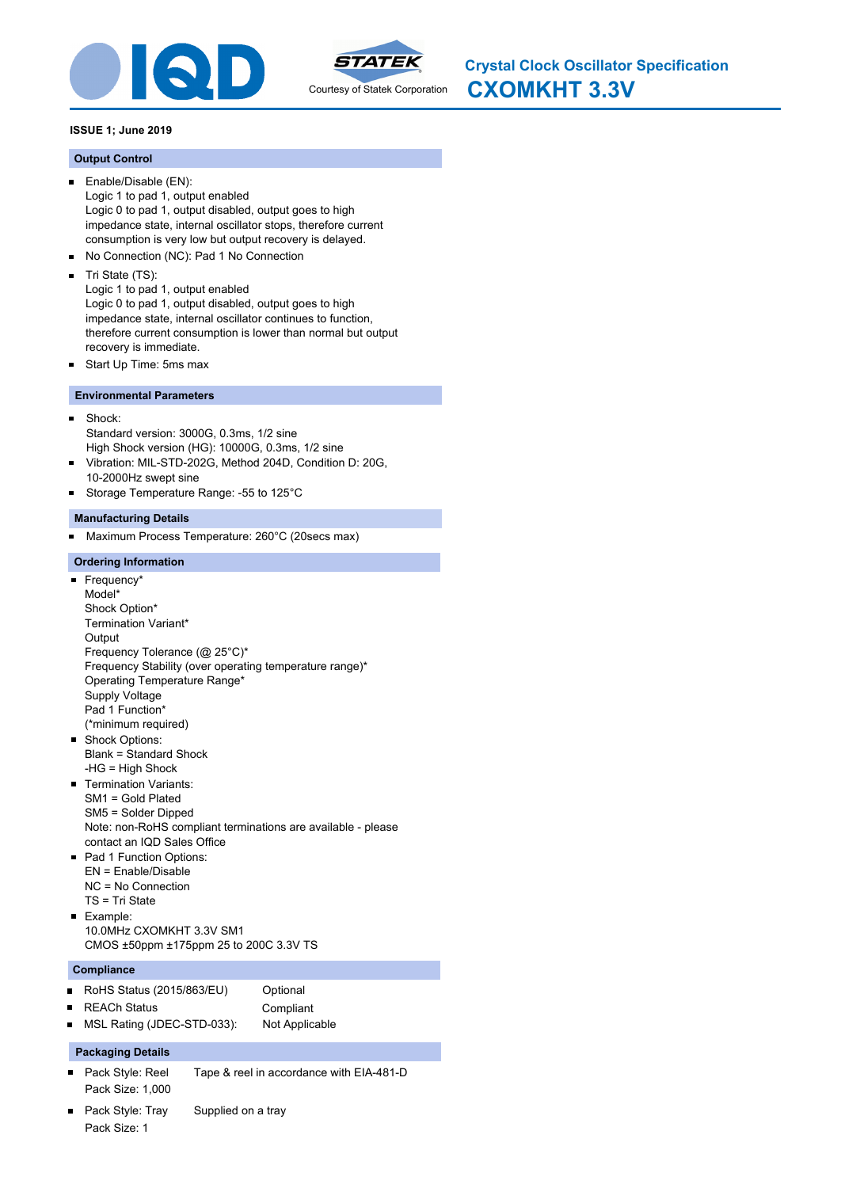# Crystal Clock Oscillator Specification
# CXOMKHT 3.3V

**ISSUE 1; June 2019**

## Output Control

- Enable/Disable (EN):
  Logic 1 to pad 1, output enabled
  Logic 0 to pad 1, output disabled, output goes to high impedance state, internal oscillator stops, therefore current consumption is very low but output recovery is delayed.
- No Connection (NC): Pad 1 No Connection
- Tri State (TS):
  Logic 1 to pad 1, output enabled
  Logic 0 to pad 1, output disabled, output goes to high impedance state, internal oscillator continues to function, therefore current consumption is lower than normal but output recovery is immediate.
- Start Up Time: 5ms max

## Environmental Parameters

- Shock:
  Standard version: 3000G, 0.3ms, 1/2 sine
  High Shock version (HG): 10000G, 0.3ms, 1/2 sine
- Vibration: MIL-STD-202G, Method 204D, Condition D: 20G, 10-2000Hz swept sine
- Storage Temperature Range: -55 to 125°C

## Manufacturing Details

- Maximum Process Temperature: 260°C (20secs max)

## Ordering Information

- Frequency*
  Model*
  Shock Option*
  Termination Variant*
  Output
  Frequency Tolerance (@ 25°C)*
  Frequency Stability (over operating temperature range)*
  Operating Temperature Range*
  Supply Voltage
  Pad 1 Function*
  (*minimum required)
- Shock Options:
  Blank = Standard Shock
  -HG = High Shock
- Termination Variants:
  SM1 = Gold Plated
  SM5 = Solder Dipped
  Note: non-RoHS compliant terminations are available - please contact an IQD Sales Office
- Pad 1 Function Options:
  EN = Enable/Disable
  NC = No Connection
  TS = Tri State
- Example:
  10.0MHz CXOMKHT 3.3V SM1
  CMOS ±50ppm ±175ppm 25 to 200C 3.3V TS

## Compliance

- RoHS Status (2015/863/EU) — Optional
- REACh Status — Compliant
- MSL Rating (JDEC-STD-033): — Not Applicable

## Packaging Details

- Pack Style: Reel — Tape & reel in accordance with EIA-481-D
  Pack Size: 1,000
- Pack Style: Tray — Supplied on a tray
  Pack Size: 1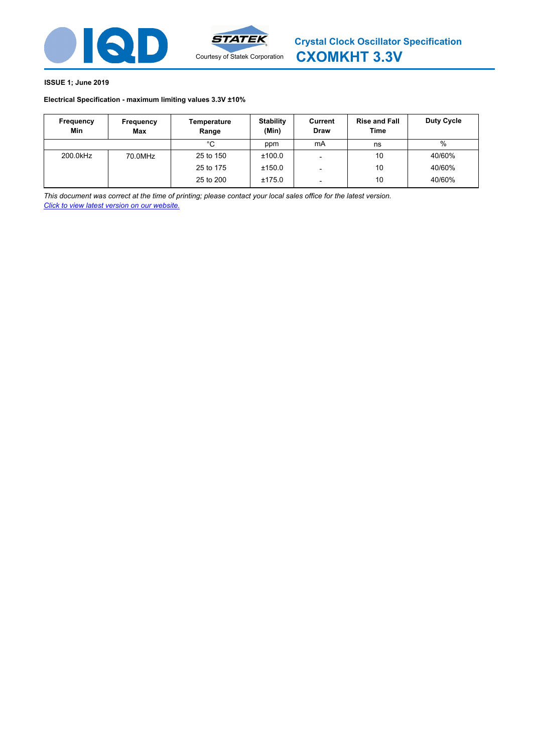Crystal Clock Oscillator Specification

# CXOMKHT 3.3V

**ISSUE 1; June 2019**

**Electrical Specification - maximum limiting values 3.3V ±10%**

| Frequency Min | Frequency Max | Temperature Range | Stability (Min) | Current Draw | Rise and Fall Time | Duty Cycle |
|---|---|---|---|---|---|---|
| | | °C | ppm | mA | ns | % |
| 200.0kHz | 70.0MHz | 25 to 150 | ±100.0 | - | 10 | 40/60% |
| | | 25 to 175 | ±150.0 | - | 10 | 40/60% |
| | | 25 to 200 | ±175.0 | - | 10 | 40/60% |

*This document was correct at the time of printing; please contact your local sales office for the latest version.*
*Click to view latest version on our website.*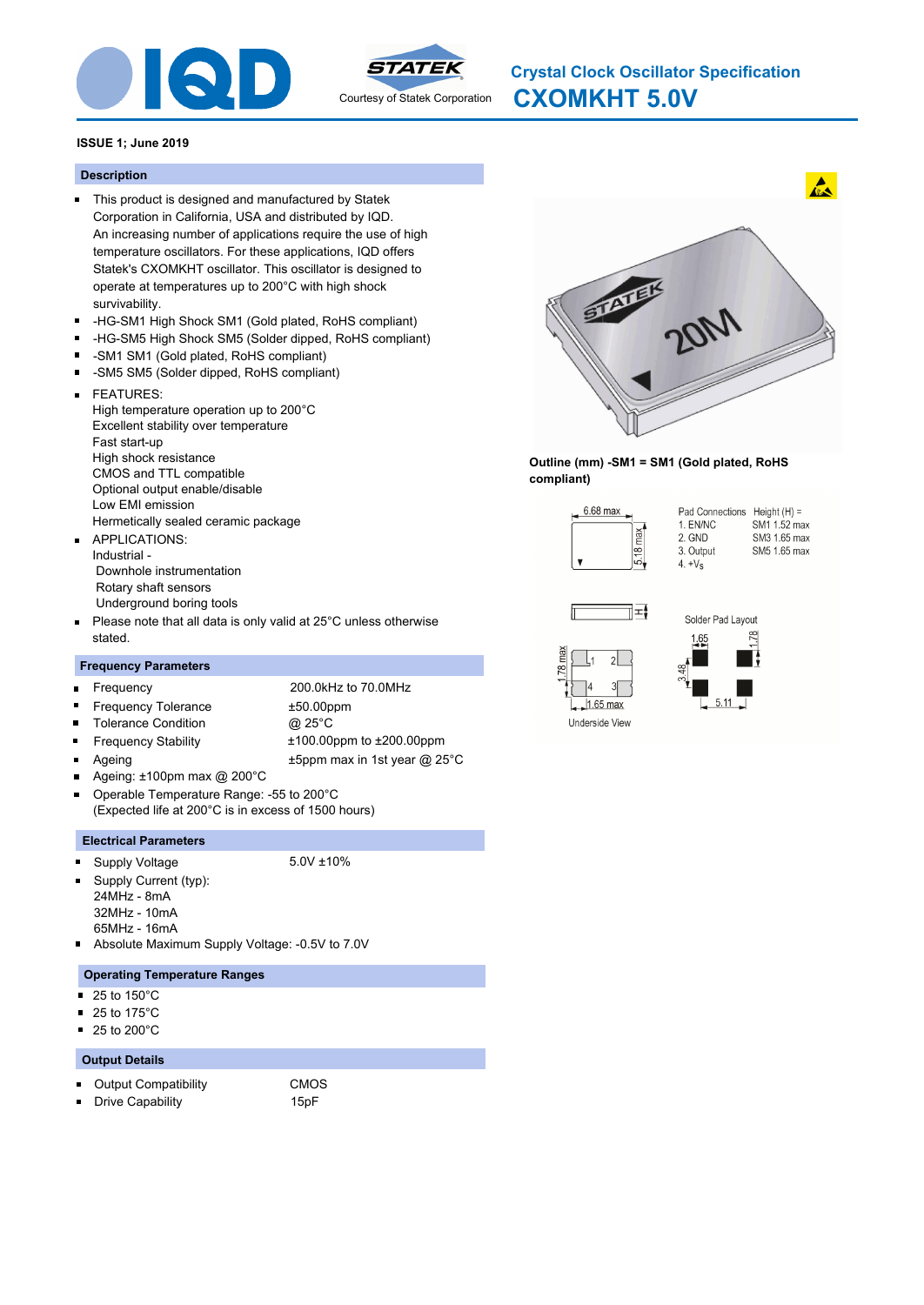# Crystal Clock Oscillator Specification

# CXOMKHT 5.0V

Courtesy of Statek Corporation

**ISSUE 1; June 2019**

## Description

- This product is designed and manufactured by Statek Corporation in California, USA and distributed by IQD. An increasing number of applications require the use of high temperature oscillators. For these applications, IQD offers Statek's CXOMKHT oscillator. This oscillator is designed to operate at temperatures up to 200°C with high shock survivability.
- -HG-SM1 High Shock SM1 (Gold plated, RoHS compliant)
- -HG-SM5 High Shock SM5 (Solder dipped, RoHS compliant)
- -SM1 SM1 (Gold plated, RoHS compliant)
- -SM5 SM5 (Solder dipped, RoHS compliant)
- FEATURES:
  High temperature operation up to 200°C
  Excellent stability over temperature
  Fast start-up
  High shock resistance
  CMOS and TTL compatible
  Optional output enable/disable
  Low EMI emission
  Hermetically sealed ceramic package
- APPLICATIONS:
  Industrial -
  Downhole instrumentation
  Rotary shaft sensors
  Underground boring tools
- Please note that all data is only valid at 25°C unless otherwise stated.

## Frequency Parameters

- Frequency: 200.0kHz to 70.0MHz
- Frequency Tolerance: ±50.00ppm
- Tolerance Condition: @ 25°C
- Frequency Stability: ±100.00ppm to ±200.00ppm
- Ageing: ±5ppm max in 1st year @ 25°C
- Ageing: ±100pm max @ 200°C
- Operable Temperature Range: -55 to 200°C
  (Expected life at 200°C is in excess of 1500 hours)

## Electrical Parameters

- Supply Voltage: 5.0V ±10%
- Supply Current (typ):
  24MHz - 8mA
  32MHz - 10mA
  65MHz - 16mA
- Absolute Maximum Supply Voltage: -0.5V to 7.0V

## Operating Temperature Ranges

- 25 to 150°C
- 25 to 175°C
- 25 to 200°C

## Output Details

- Output Compatibility: CMOS
- Drive Capability: 15pF

**Outline (mm) -SM1 = SM1 (Gold plated, RoHS compliant)**

6.68 max; 5.18 max

Pad Connections: 1. EN/NC, 2. GND, 3. Output, 4. $+V_S$

Height (H) = SM1 1.52 max, SM3 1.65 max, SM5 1.65 max

Underside View: 1.78 max, 1.65 max

Solder Pad Layout: 1.65, 1.78, 3.48, 5.11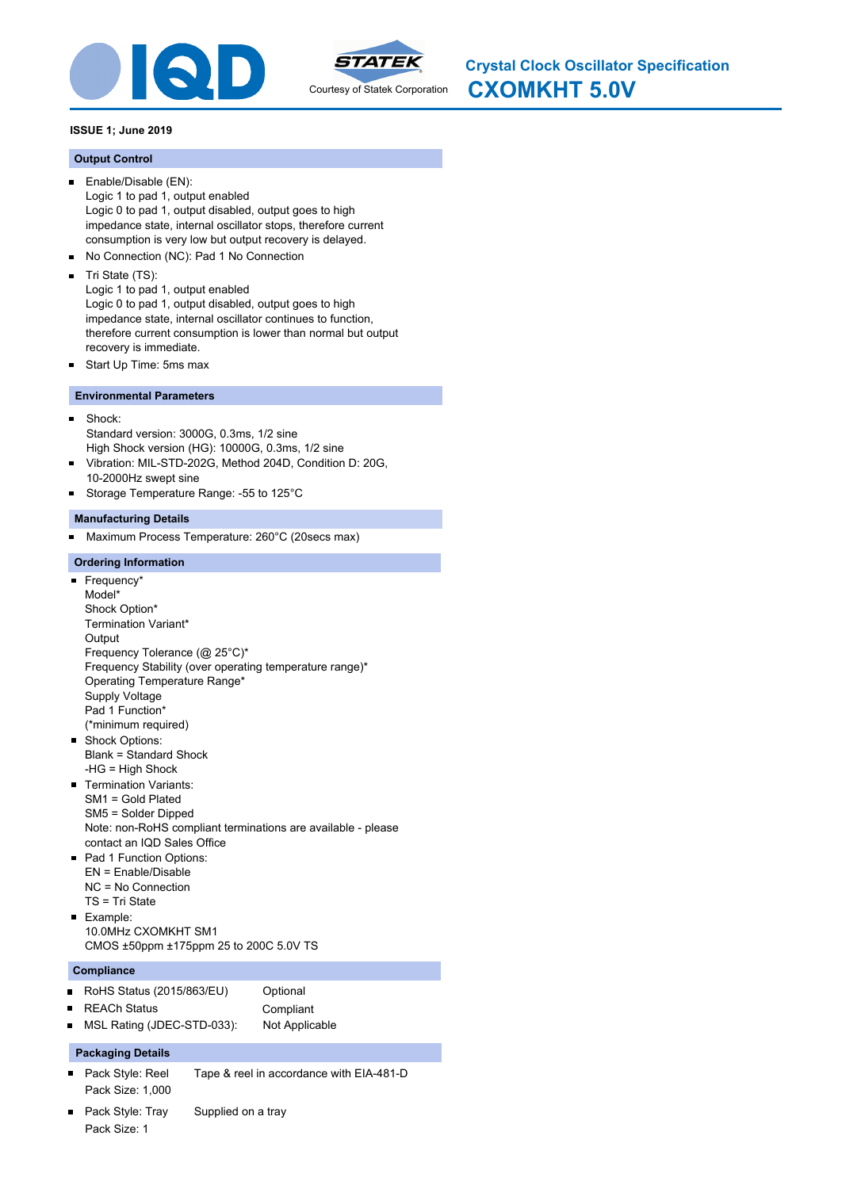# Crystal Clock Oscillator Specification

# CXOMKHT 5.0V

Courtesy of Statek Corporation

**ISSUE 1; June 2019**

## Output Control

- Enable/Disable (EN):
  Logic 1 to pad 1, output enabled
  Logic 0 to pad 1, output disabled, output goes to high impedance state, internal oscillator stops, therefore current consumption is very low but output recovery is delayed.
- No Connection (NC): Pad 1 No Connection
- Tri State (TS):
  Logic 1 to pad 1, output enabled
  Logic 0 to pad 1, output disabled, output goes to high impedance state, internal oscillator continues to function, therefore current consumption is lower than normal but output recovery is immediate.
- Start Up Time: 5ms max

## Environmental Parameters

- Shock:
  Standard version: 3000G, 0.3ms, 1/2 sine
  High Shock version (HG): 10000G, 0.3ms, 1/2 sine
- Vibration: MIL-STD-202G, Method 204D, Condition D: 20G, 10-2000Hz swept sine
- Storage Temperature Range: -55 to 125°C

## Manufacturing Details

- Maximum Process Temperature: 260°C (20secs max)

## Ordering Information

- Frequency*
  Model*
  Shock Option*
  Termination Variant*
  Output
  Frequency Tolerance (@ 25°C)*
  Frequency Stability (over operating temperature range)*
  Operating Temperature Range*
  Supply Voltage
  Pad 1 Function*
  (*minimum required)
- Shock Options:
  Blank = Standard Shock
  -HG = High Shock
- Termination Variants:
  SM1 = Gold Plated
  SM5 = Solder Dipped
  Note: non-RoHS compliant terminations are available - please contact an IQD Sales Office
- Pad 1 Function Options:
  EN = Enable/Disable
  NC = No Connection
  TS = Tri State
- Example:
  10.0MHz CXOMKHT SM1
  CMOS ±50ppm ±175ppm 25 to 200C 5.0V TS

## Compliance

- RoHS Status (2015/863/EU): Optional
- REACh Status: Compliant
- MSL Rating (JDEC-STD-033): Not Applicable

## Packaging Details

- Pack Style: Reel — Tape & reel in accordance with EIA-481-D
  Pack Size: 1,000
- Pack Style: Tray — Supplied on a tray
  Pack Size: 1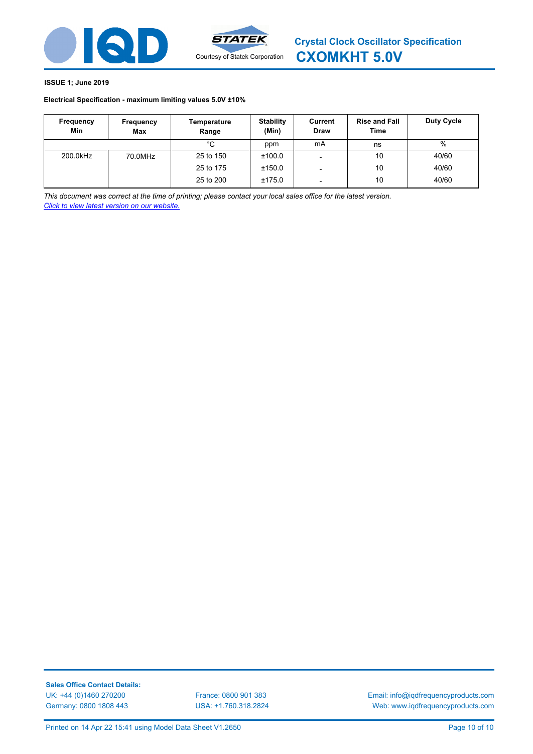**ISSUE 1; June 2019**

**Electrical Specification - maximum limiting values 5.0V ±10%**

| **Frequency Min** | **Frequency Max** | **Temperature Range** | **Stability (Min)** | **Current Draw** | **Rise and Fall Time** | **Duty Cycle** |
|---|---|---|---|---|---|---|
| | | °C | ppm | mA | ns | % |
| 200.0kHz | 70.0MHz | 25 to 150 | ±100.0 | - | 10 | 40/60 |
| | | 25 to 175 | ±150.0 | - | 10 | 40/60 |
| | | 25 to 200 | ±175.0 | - | 10 | 40/60 |

*This document was correct at the time of printing; please contact your local sales office for the latest version.*
*Click to view latest version on our website.*

**Sales Office Contact Details:**
UK: +44 (0)1460 270200
Germany: 0800 1808 443
France: 0800 901 383
USA: +1.760.318.2824
Email: info@iqdfrequencyproducts.com
Web: www.iqdfrequencyproducts.com